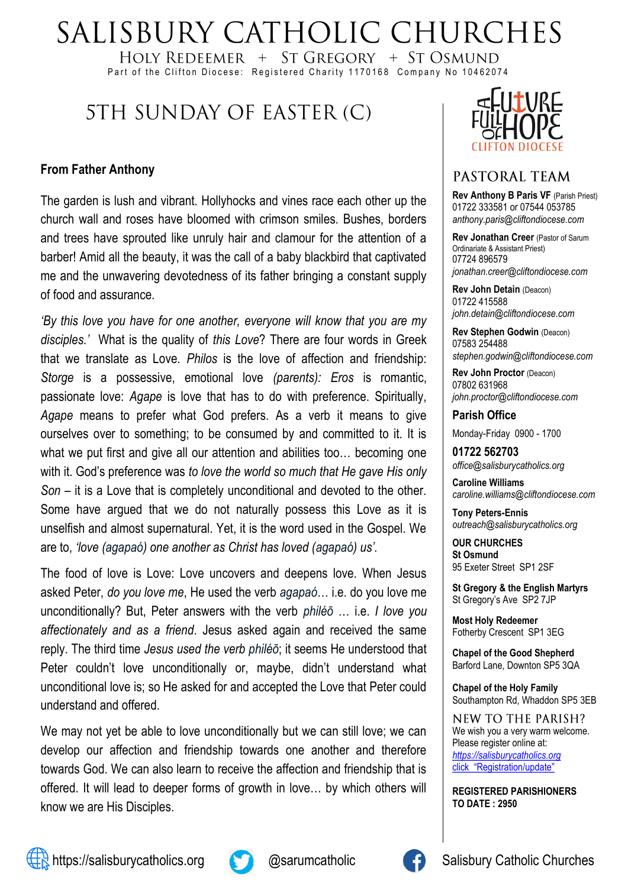# SALISBURY CATHOLIC CHURCHES

HOLY REDEEMER + ST GREGORY + ST OSMUND

Part of the Clifton Diocese: Registered Charity 1170168 Company No 10462074

## 5TH SUNDAY OF EASTER (C)

### From Father Anthony

The garden is lush and vibrant. Hollyhocks and vines race each other up the church wall and roses have bloomed with crimson smiles. Bushes, borders and trees have sprouted like unruly hair and clamour for the attention of a barber! Amid all the beauty, it was the call of a baby blackbird that captivated me and the unwavering devotedness of its father bringing a constant supply of food and assurance.

*'By this love you have for one another, everyone will know that you are my disciples.'* What is the quality of *this Love*? There are four words in Greek that we translate as Love. *Philos* is the love of affection and friendship: *Storge* is a possessive, emotional love *(parents): Eros* is romantic, passionate love: *Agape* is love that has to do with preference. Spiritually, *Agape* means to prefer what God prefers. As a verb it means to give ourselves over to something; to be consumed by and committed to it. It is what we put first and give all our attention and abilities too… becoming one with it. God's preference was *to love the world so much that He gave His only Son* – it is a Love that is completely unconditional and devoted to the other. Some have argued that we do not naturally possess this Love as it is unselfish and almost supernatural. Yet, it is the word used in the Gospel. We are to, *'love (agapaó) one another as Christ has loved (agapaó) us'.*

The food of love is Love: Love uncovers and deepens love. When Jesus asked Peter, *do you love me*, He used the verb *agapaó*… i.e. do you love me unconditionally? But, Peter answers with the verb *philéō* … i.e. *I love you affectionately and as a friend*. Jesus asked again and received the same reply. The third time *Jesus used the verb philéō*; it seems He understood that Peter couldn't love unconditionally or, maybe, didn't understand what unconditional love is; so He asked for and accepted the Love that Peter could understand and offered.

We may not yet be able to love unconditionally but we can still love; we can develop our affection and friendship towards one another and therefore towards God. We can also learn to receive the affection and friendship that is offered. It will lead to deeper forms of growth in love… by which others will know we are His Disciples.

A FUTURE FULL OF HOPE — CLIFTON DIOCESE

## PASTORAL TEAM

**Rev Anthony B Paris VF** (Parish Priest)
01722 333581 or 07544 053785
*anthony.paris@cliftondiocese.com*

**Rev Jonathan Creer** (Pastor of Sarum Ordinariate & Assistant Priest)
07724 896579
*jonathan.creer@cliftondiocese.com*

**Rev John Detain** (Deacon)
01722 415588
*john.detain@cliftondiocese.com*

**Rev Stephen Godwin** (Deacon)
07583 254488
*stephen.godwin@cliftondiocese.com*

**Rev John Proctor** (Deacon)
07802 631968
*john.proctor@cliftondiocese.com*

**Parish Office**

Monday-Friday 0900 - 1700

**01722 562703**
*office@salisburycatholics.org*

**Caroline Williams**
*caroline.williams@cliftondiocese.com*

**Tony Peters-Ennis**
*outreach@salisburycatholics.org*

**OUR CHURCHES**

**St Osmund**
95 Exeter Street SP1 2SF

**St Gregory & the English Martyrs**
St Gregory's Ave SP2 7JP

**Most Holy Redeemer**
Fotherby Crescent SP1 3EG

**Chapel of the Good Shepherd**
Barford Lane, Downton SP5 3QA

**Chapel of the Holy Family**
Southampton Rd, Whaddon SP5 3EB

## NEW TO THE PARISH?

We wish you a very warm welcome.
Please register online at:
https://salisburycatholics.org
click "Registration/update"

**REGISTERED PARISHIONERS TO DATE : 2950**

https://salisburycatholics.org | @sarumcatholic | Salisbury Catholic Churches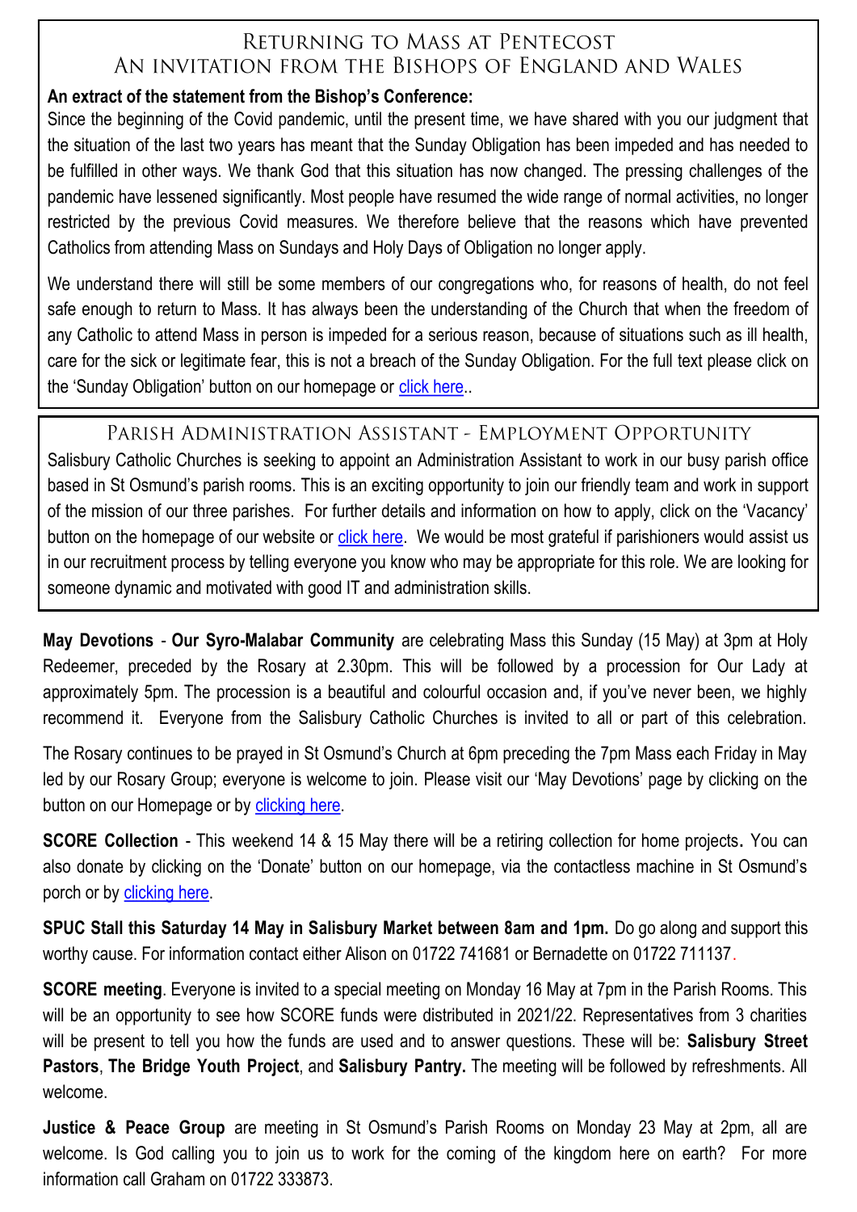## Returning to Mass at Pentecost
## An invitation from the Bishops of England and Wales

**An extract of the statement from the Bishop's Conference:**

Since the beginning of the Covid pandemic, until the present time, we have shared with you our judgment that the situation of the last two years has meant that the Sunday Obligation has been impeded and has needed to be fulfilled in other ways. We thank God that this situation has now changed. The pressing challenges of the pandemic have lessened significantly. Most people have resumed the wide range of normal activities, no longer restricted by the previous Covid measures. We therefore believe that the reasons which have prevented Catholics from attending Mass on Sundays and Holy Days of Obligation no longer apply.

We understand there will still be some members of our congregations who, for reasons of health, do not feel safe enough to return to Mass. It has always been the understanding of the Church that when the freedom of any Catholic to attend Mass in person is impeded for a serious reason, because of situations such as ill health, care for the sick or legitimate fear, this is not a breach of the Sunday Obligation. For the full text please click on the 'Sunday Obligation' button on our homepage or click here..

## Parish Administration Assistant - Employment Opportunity

Salisbury Catholic Churches is seeking to appoint an Administration Assistant to work in our busy parish office based in St Osmund's parish rooms. This is an exciting opportunity to join our friendly team and work in support of the mission of our three parishes. For further details and information on how to apply, click on the 'Vacancy' button on the homepage of our website or click here. We would be most grateful if parishioners would assist us in our recruitment process by telling everyone you know who may be appropriate for this role. We are looking for someone dynamic and motivated with good IT and administration skills.

**May Devotions** - **Our Syro-Malabar Community** are celebrating Mass this Sunday (15 May) at 3pm at Holy Redeemer, preceded by the Rosary at 2.30pm. This will be followed by a procession for Our Lady at approximately 5pm. The procession is a beautiful and colourful occasion and, if you've never been, we highly recommend it. Everyone from the Salisbury Catholic Churches is invited to all or part of this celebration.

The Rosary continues to be prayed in St Osmund's Church at 6pm preceding the 7pm Mass each Friday in May led by our Rosary Group; everyone is welcome to join. Please visit our 'May Devotions' page by clicking on the button on our Homepage or by clicking here.

**SCORE Collection** - This weekend 14 & 15 May there will be a retiring collection for home projects**.** You can also donate by clicking on the 'Donate' button on our homepage, via the contactless machine in St Osmund's porch or by clicking here.

**SPUC Stall this Saturday 14 May in Salisbury Market between 8am and 1pm.** Do go along and support this worthy cause. For information contact either Alison on 01722 741681 or Bernadette on 01722 711137.

**SCORE meeting**. Everyone is invited to a special meeting on Monday 16 May at 7pm in the Parish Rooms. This will be an opportunity to see how SCORE funds were distributed in 2021/22. Representatives from 3 charities will be present to tell you how the funds are used and to answer questions. These will be: **Salisbury Street Pastors**, **The Bridge Youth Project**, and **Salisbury Pantry.** The meeting will be followed by refreshments. All welcome.

**Justice & Peace Group** are meeting in St Osmund's Parish Rooms on Monday 23 May at 2pm, all are welcome. Is God calling you to join us to work for the coming of the kingdom here on earth? For more information call Graham on 01722 333873.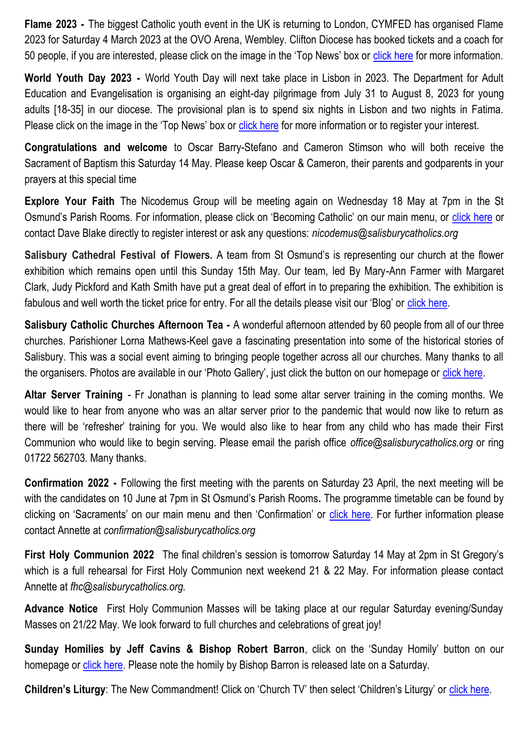**Flame 2023 -** The biggest Catholic youth event in the UK is returning to London, CYMFED has organised Flame 2023 for Saturday 4 March 2023 at the OVO Arena, Wembley. Clifton Diocese has booked tickets and a coach for 50 people, if you are interested, please click on the image in the 'Top News' box or click here for more information.

**World Youth Day 2023 -** World Youth Day will next take place in Lisbon in 2023. The Department for Adult Education and Evangelisation is organising an eight-day pilgrimage from July 31 to August 8, 2023 for young adults [18-35] in our diocese. The provisional plan is to spend six nights in Lisbon and two nights in Fatima. Please click on the image in the 'Top News' box or click here for more information or to register your interest.

**Congratulations and welcome** to Oscar Barry-Stefano and Cameron Stimson who will both receive the Sacrament of Baptism this Saturday 14 May. Please keep Oscar & Cameron, their parents and godparents in your prayers at this special time

**Explore Your Faith** The Nicodemus Group will be meeting again on Wednesday 18 May at 7pm in the St Osmund's Parish Rooms. For information, please click on 'Becoming Catholic' on our main menu, or click here or contact Dave Blake directly to register interest or ask any questions: *nicodemus@salisburycatholics.org*

**Salisbury Cathedral Festival of Flowers.** A team from St Osmund's is representing our church at the flower exhibition which remains open until this Sunday 15th May. Our team, led By Mary-Ann Farmer with Margaret Clark, Judy Pickford and Kath Smith have put a great deal of effort in to preparing the exhibition. The exhibition is fabulous and well worth the ticket price for entry. For all the details please visit our 'Blog' or click here.

**Salisbury Catholic Churches Afternoon Tea -** A wonderful afternoon attended by 60 people from all of our three churches. Parishioner Lorna Mathews-Keel gave a fascinating presentation into some of the historical stories of Salisbury. This was a social event aiming to bringing people together across all our churches. Many thanks to all the organisers. Photos are available in our 'Photo Gallery', just click the button on our homepage or click here.

**Altar Server Training** - Fr Jonathan is planning to lead some altar server training in the coming months. We would like to hear from anyone who was an altar server prior to the pandemic that would now like to return as there will be 'refresher' training for you. We would also like to hear from any child who has made their First Communion who would like to begin serving. Please email the parish office *office@salisburycatholics.org* or ring 01722 562703. Many thanks.

**Confirmation 2022 -** Following the first meeting with the parents on Saturday 23 April, the next meeting will be with the candidates on 10 June at 7pm in St Osmund's Parish Rooms**.** The programme timetable can be found by clicking on 'Sacraments' on our main menu and then 'Confirmation' or click here. For further information please contact Annette at *confirmation@salisburycatholics.org*

**First Holy Communion 2022** The final children's session is tomorrow Saturday 14 May at 2pm in St Gregory's which is a full rehearsal for First Holy Communion next weekend 21 & 22 May. For information please contact Annette at *fhc@salisburycatholics.org.*

**Advance Notice** First Holy Communion Masses will be taking place at our regular Saturday evening/Sunday Masses on 21/22 May. We look forward to full churches and celebrations of great joy!

**Sunday Homilies by Jeff Cavins & Bishop Robert Barron**, click on the 'Sunday Homily' button on our homepage or click here. Please note the homily by Bishop Barron is released late on a Saturday.

**Children's Liturgy**: The New Commandment! Click on 'Church TV' then select 'Children's Liturgy' or click here.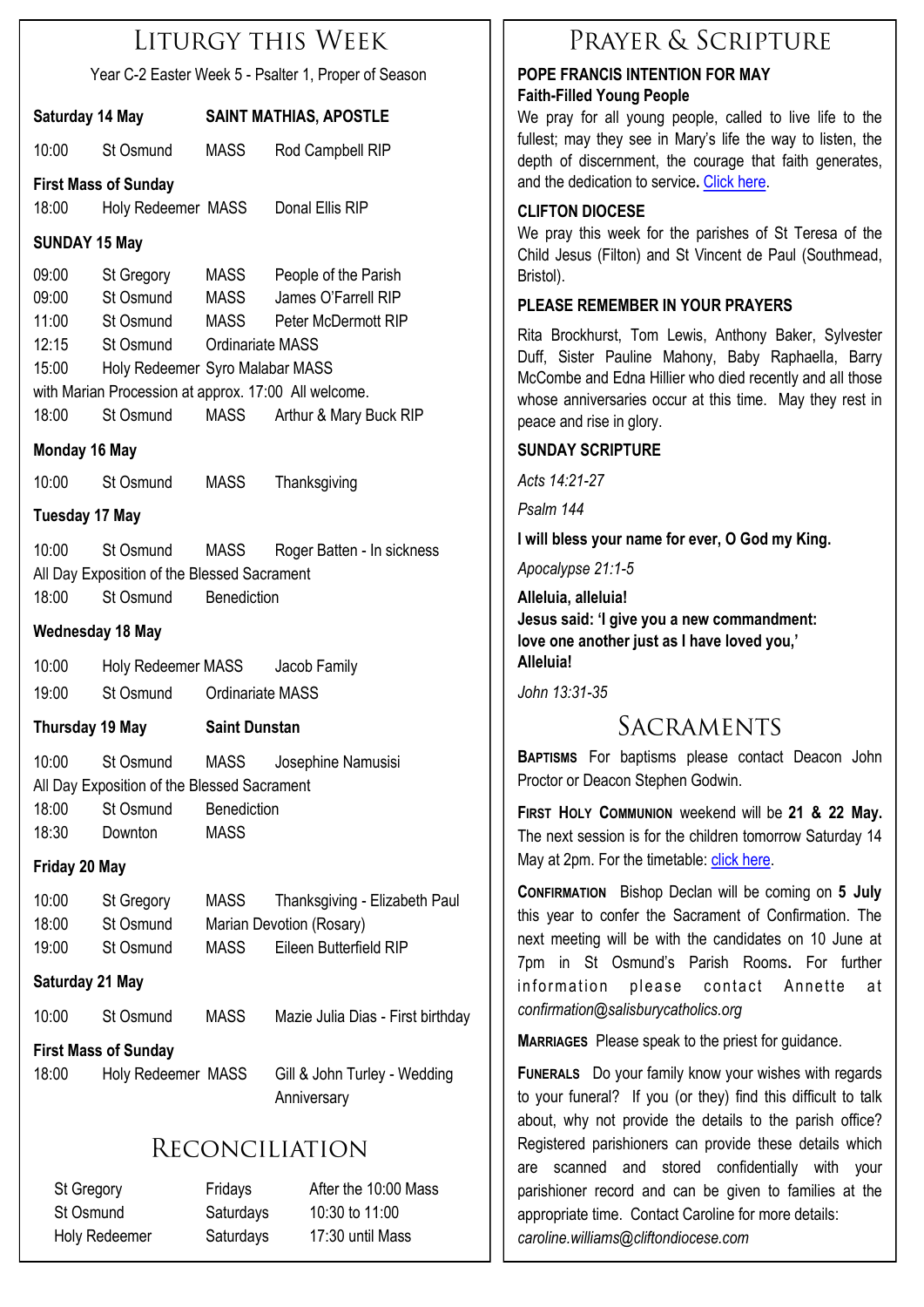# Liturgy this Week

Year C-2 Easter Week 5 - Psalter 1, Proper of Season

**Saturday 14 May** — **SAINT MATHIAS, APOSTLE**

| | | | |
|---|---|---|---|
| 10:00 | St Osmund | MASS | Rod Campbell RIP |

**First Mass of Sunday**

| | | | |
|---|---|---|---|
| 18:00 | Holy Redeemer | MASS | Donal Ellis RIP |

**SUNDAY 15 May**

| | | | |
|---|---|---|---|
| 09:00 | St Gregory | MASS | People of the Parish |
| 09:00 | St Osmund | MASS | James O'Farrell RIP |
| 11:00 | St Osmund | MASS | Peter McDermott RIP |
| 12:15 | St Osmund | Ordinariate MASS | |
| 15:00 | Holy Redeemer | Syro Malabar MASS | |

with Marian Procession at approx. 17:00 All welcome.

| | | | |
|---|---|---|---|
| 18:00 | St Osmund | MASS | Arthur & Mary Buck RIP |

**Monday 16 May**

| | | | |
|---|---|---|---|
| 10:00 | St Osmund | MASS | Thanksgiving |

**Tuesday 17 May**

| | | | |
|---|---|---|---|
| 10:00 | St Osmund | MASS | Roger Batten - In sickness |

All Day Exposition of the Blessed Sacrament

| | | |
|---|---|---|
| 18:00 | St Osmund | Benediction |

**Wednesday 18 May**

| | | | |
|---|---|---|---|
| 10:00 | Holy Redeemer | MASS | Jacob Family |
| 19:00 | St Osmund | Ordinariate MASS | |

**Thursday 19 May** — **Saint Dunstan**

| | | | |
|---|---|---|---|
| 10:00 | St Osmund | MASS | Josephine Namusisi |

All Day Exposition of the Blessed Sacrament

| | | |
|---|---|---|
| 18:00 | St Osmund | Benediction |
| 18:30 | Downton | MASS |

**Friday 20 May**

| | | | |
|---|---|---|---|
| 10:00 | St Gregory | MASS | Thanksgiving - Elizabeth Paul |
| 18:00 | St Osmund | Marian Devotion (Rosary) | |
| 19:00 | St Osmund | MASS | Eileen Butterfield RIP |

**Saturday 21 May**

| | | | |
|---|---|---|---|
| 10:00 | St Osmund | MASS | Mazie Julia Dias - First birthday |

**First Mass of Sunday**

| | | | |
|---|---|---|---|
| 18:00 | Holy Redeemer | MASS | Gill & John Turley - Wedding Anniversary |

# Reconciliation

| | | |
|---|---|---|
| St Gregory | Fridays | After the 10:00 Mass |
| St Osmund | Saturdays | 10:30 to 11:00 |
| Holy Redeemer | Saturdays | 17:30 until Mass |

# Prayer & Scripture

**POPE FRANCIS INTENTION FOR MAY**
**Faith-Filled Young People**

We pray for all young people, called to live life to the fullest; may they see in Mary's life the way to listen, the depth of discernment, the courage that faith generates, and the dedication to service**.** Click here.

**CLIFTON DIOCESE**

We pray this week for the parishes of St Teresa of the Child Jesus (Filton) and St Vincent de Paul (Southmead, Bristol).

**PLEASE REMEMBER IN YOUR PRAYERS**

Rita Brockhurst, Tom Lewis, Anthony Baker, Sylvester Duff, Sister Pauline Mahony, Baby Raphaella, Barry McCombe and Edna Hillier who died recently and all those whose anniversaries occur at this time. May they rest in peace and rise in glory.

**SUNDAY SCRIPTURE**

*Acts 14:21-27*

*Psalm 144*

**I will bless your name for ever, O God my King.**

*Apocalypse 21:1-5*

**Alleluia, alleluia!**
**Jesus said: 'I give you a new commandment: love one another just as I have loved you,'**
**Alleluia!**

*John 13:31-35*

# Sacraments

**Baptisms** For baptisms please contact Deacon John Proctor or Deacon Stephen Godwin.

**First Holy Communion** weekend will be **21 & 22 May.** The next session is for the children tomorrow Saturday 14 May at 2pm. For the timetable: click here.

**Confirmation** Bishop Declan will be coming on **5 July** this year to confer the Sacrament of Confirmation. The next meeting will be with the candidates on 10 June at 7pm in St Osmund's Parish Rooms**.** For further information please contact Annette at *confirmation@salisburycatholics.org*

**Marriages** Please speak to the priest for guidance.

**Funerals** Do your family know your wishes with regards to your funeral? If you (or they) find this difficult to talk about, why not provide the details to the parish office? Registered parishioners can provide these details which are scanned and stored confidentially with your parishioner record and can be given to families at the appropriate time. Contact Caroline for more details: *caroline.williams@cliftondiocese.com*